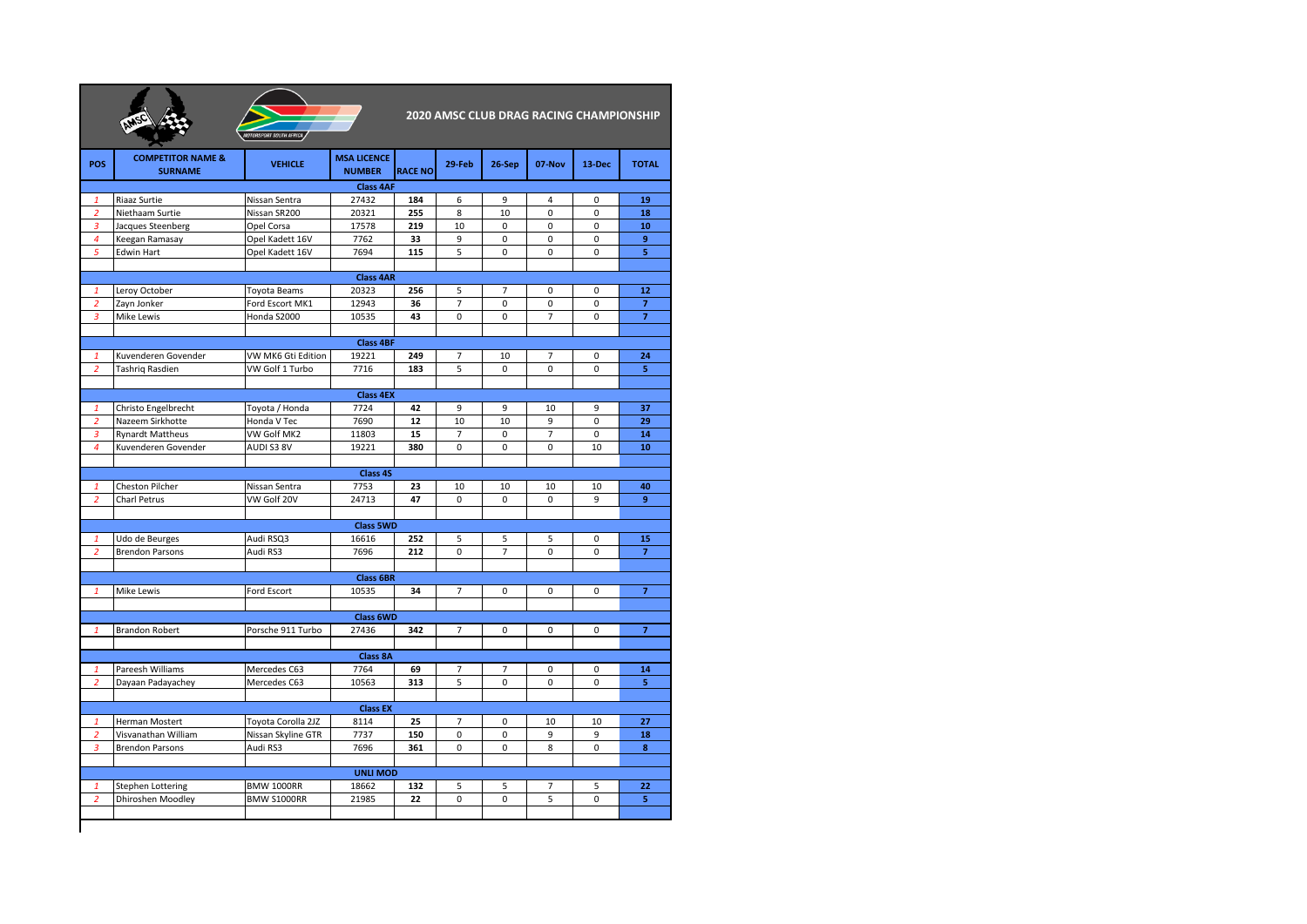# 2020 AMSC CLUB DRAG RACING CHAMPIONSHIP

| POS | COMPETITOR NAME & SURNAME | VEHICLE | MSA LICENCE NUMBER | RACE NO | 29-Feb | 26-Sep | 07-Nov | 13-Dec | TOTAL |
|---|---|---|---|---|---|---|---|---|---|
| | | | **Class 4AF** | | | | | | |
| *1* | Riaaz Surtie | Nissan Sentra | 27432 | **184** | 6 | 9 | 4 | 0 | **19** |
| *2* | Niethaam Surtie | Nissan SR200 | 20321 | **255** | 8 | 10 | 0 | 0 | **18** |
| *3* | Jacques Steenberg | Opel Corsa | 17578 | **219** | 10 | 0 | 0 | 0 | **10** |
| *4* | Keegan Ramasay | Opel Kadett 16V | 7762 | **33** | 9 | 0 | 0 | 0 | **9** |
| *5* | Edwin Hart | Opel Kadett 16V | 7694 | **115** | 5 | 0 | 0 | 0 | **5** |
| | | | **Class 4AR** | | | | | | |
| *1* | Leroy October | Toyota Beams | 20323 | **256** | 5 | 7 | 0 | 0 | **12** |
| *2* | Zayn Jonker | Ford Escort MK1 | 12943 | **36** | 7 | 0 | 0 | 0 | **7** |
| *3* | Mike Lewis | Honda S2000 | 10535 | **43** | 0 | 0 | 7 | 0 | **7** |
| | | | **Class 4BF** | | | | | | |
| *1* | Kuvenderen Govender | VW MK6 Gti Edition | 19221 | **249** | 7 | 10 | 7 | 0 | **24** |
| *2* | Tashriq Rasdien | VW Golf 1 Turbo | 7716 | **183** | 5 | 0 | 0 | 0 | **5** |
| | | | **Class 4EX** | | | | | | |
| *1* | Christo Engelbrecht | Toyota / Honda | 7724 | **42** | 9 | 9 | 10 | 9 | **37** |
| *2* | Nazeem Sirkhotte | Honda V Tec | 7690 | **12** | 10 | 10 | 9 | 0 | **29** |
| *3* | Rynardt Mattheus | VW Golf MK2 | 11803 | **15** | 7 | 0 | 7 | 0 | **14** |
| *4* | Kuvenderen Govender | AUDI S3 8V | 19221 | **380** | 0 | 0 | 0 | 10 | **10** |
| | | | **Class 4S** | | | | | | |
| *1* | Cheston Pilcher | Nissan Sentra | 7753 | **23** | 10 | 10 | 10 | 10 | **40** |
| *2* | Charl Petrus | VW Golf 20V | 24713 | **47** | 0 | 0 | 0 | 9 | **9** |
| | | | **Class 5WD** | | | | | | |
| *1* | Udo de Beurges | Audi RSQ3 | 16616 | **252** | 5 | 5 | 5 | 0 | **15** |
| *2* | Brendon Parsons | Audi RS3 | 7696 | **212** | 0 | 7 | 0 | 0 | **7** |
| | | | **Class 6BR** | | | | | | |
| *1* | Mike Lewis | Ford Escort | 10535 | **34** | 7 | 0 | 0 | 0 | **7** |
| | | | **Class 6WD** | | | | | | |
| *1* | Brandon Robert | Porsche 911 Turbo | 27436 | **342** | 7 | 0 | 0 | 0 | **7** |
| | | | **Class 8A** | | | | | | |
| *1* | Pareesh Williams | Mercedes C63 | 7764 | **69** | 7 | 7 | 0 | 0 | **14** |
| *2* | Dayaan Padayachey | Mercedes C63 | 10563 | **313** | 5 | 0 | 0 | 0 | **5** |
| | | | **Class EX** | | | | | | |
| *1* | Herman Mostert | Toyota Corolla 2JZ | 8114 | **25** | 7 | 0 | 10 | 10 | **27** |
| *2* | Visvanathan William | Nissan Skyline GTR | 7737 | **150** | 0 | 0 | 9 | 9 | **18** |
| *3* | Brendon Parsons | Audi RS3 | 7696 | **361** | 0 | 0 | 8 | 0 | **8** |
| | | | **UNLI MOD** | | | | | | |
| *1* | Stephen Lottering | BMW 1000RR | 18662 | **132** | 5 | 5 | 7 | 5 | **22** |
| *2* | Dhiroshen Moodley | BMW S1000RR | 21985 | **22** | 0 | 0 | 5 | 0 | **5** |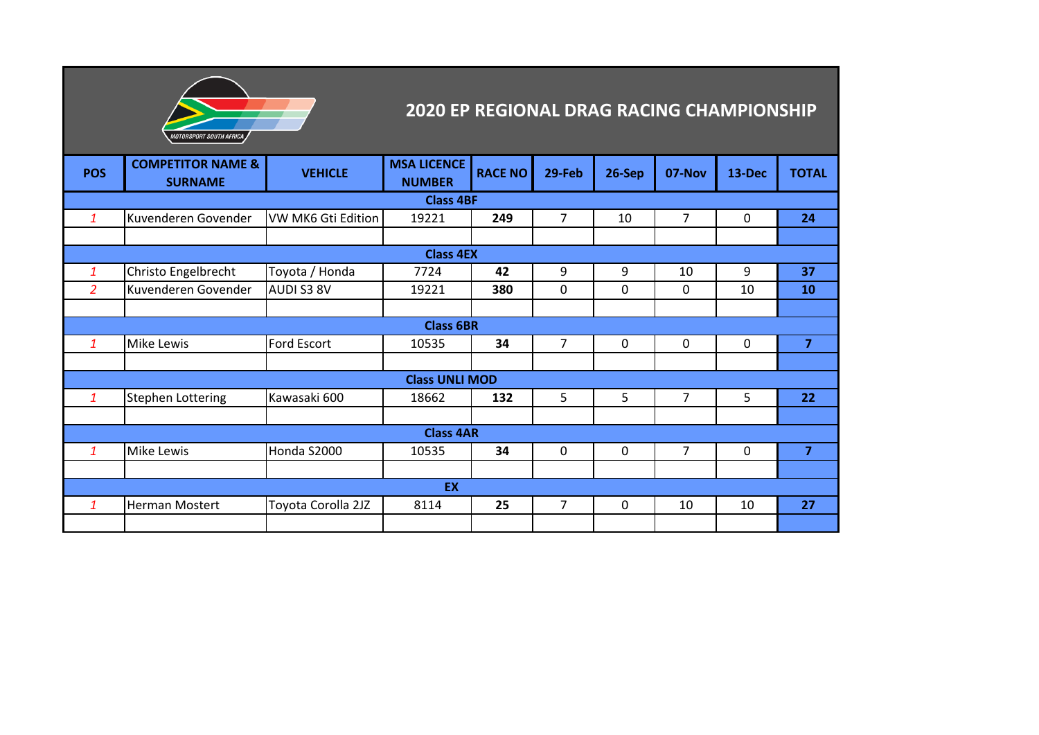# 2020 EP REGIONAL DRAG RACING CHAMPIONSHIP

| POS | COMPETITOR NAME & SURNAME | VEHICLE | MSA LICENCE NUMBER | RACE NO | 29-Feb | 26-Sep | 07-Nov | 13-Dec | TOTAL |
|---|---|---|---|---|---|---|---|---|---|
| **Class 4BF** | | | | | | | | | |
| *1* | Kuvenderen Govender | VW MK6 Gti Edition | 19221 | **249** | 7 | 10 | 7 | 0 | **24** |
| | | | | | | | | | |
| **Class 4EX** | | | | | | | | | |
| *1* | Christo Engelbrecht | Toyota / Honda | 7724 | **42** | 9 | 9 | 10 | 9 | **37** |
| *2* | Kuvenderen Govender | AUDI S3 8V | 19221 | **380** | 0 | 0 | 0 | 10 | **10** |
| | | | | | | | | | |
| **Class 6BR** | | | | | | | | | |
| *1* | Mike Lewis | Ford Escort | 10535 | **34** | 7 | 0 | 0 | 0 | **7** |
| | | | | | | | | | |
| **Class UNLI MOD** | | | | | | | | | |
| *1* | Stephen Lottering | Kawasaki 600 | 18662 | **132** | 5 | 5 | 7 | 5 | **22** |
| | | | | | | | | | |
| **Class 4AR** | | | | | | | | | |
| *1* | Mike Lewis | Honda S2000 | 10535 | **34** | 0 | 0 | 7 | 0 | **7** |
| | | | | | | | | | |
| **EX** | | | | | | | | | |
| *1* | Herman Mostert | Toyota Corolla 2JZ | 8114 | **25** | 7 | 0 | 10 | 10 | **27** |
| | | | | | | | | | |